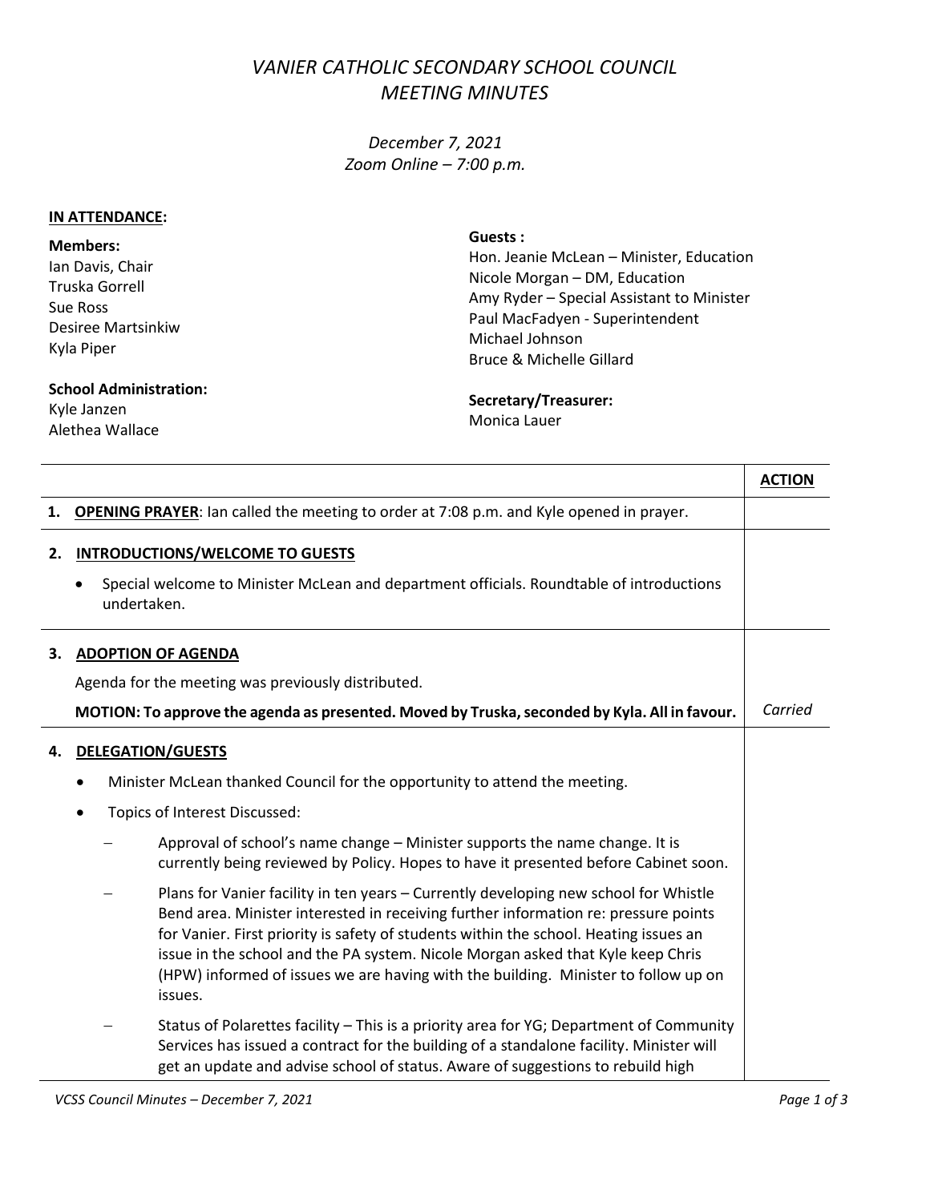# *VANIER CATHOLIC SECONDARY SCHOOL COUNCIL*
# *MEETING MINUTES*

*December 7, 2021*
*Zoom Online – 7:00 p.m.*

**IN ATTENDANCE:**

**Members:**
Ian Davis, Chair
Truska Gorrell
Sue Ross
Desiree Martsinkiw
Kyla Piper

**School Administration:**
Kyle Janzen
Alethea Wallace

**Guests :**
Hon. Jeanie McLean – Minister, Education
Nicole Morgan – DM, Education
Amy Ryder – Special Assistant to Minister
Paul MacFadyen - Superintendent
Michael Johnson
Bruce & Michelle Gillard

**Secretary/Treasurer:**
Monica Lauer

| | **ACTION** |
|---|---|
| **1. OPENING PRAYER**: Ian called the meeting to order at 7:08 p.m. and Kyle opened in prayer. | |
| **2. INTRODUCTIONS/WELCOME TO GUESTS**<br>• Special welcome to Minister McLean and department officials. Roundtable of introductions undertaken. | |
| **3. ADOPTION OF AGENDA**<br>Agenda for the meeting was previously distributed.<br>**MOTION: To approve the agenda as presented. Moved by Truska, seconded by Kyla. All in favour.** | *Carried* |
| **4. DELEGATION/GUESTS**<br>• Minister McLean thanked Council for the opportunity to attend the meeting.<br>• Topics of Interest Discussed:<br>– Approval of school's name change – Minister supports the name change. It is currently being reviewed by Policy. Hopes to have it presented before Cabinet soon.<br>– Plans for Vanier facility in ten years – Currently developing new school for Whistle Bend area. Minister interested in receiving further information re: pressure points for Vanier. First priority is safety of students within the school. Heating issues an issue in the school and the PA system. Nicole Morgan asked that Kyle keep Chris (HPW) informed of issues we are having with the building. Minister to follow up on issues.<br>– Status of Polarettes facility – This is a priority area for YG; Department of Community Services has issued a contract for the building of a standalone facility. Minister will get an update and advise school of status. Aware of suggestions to rebuild high | |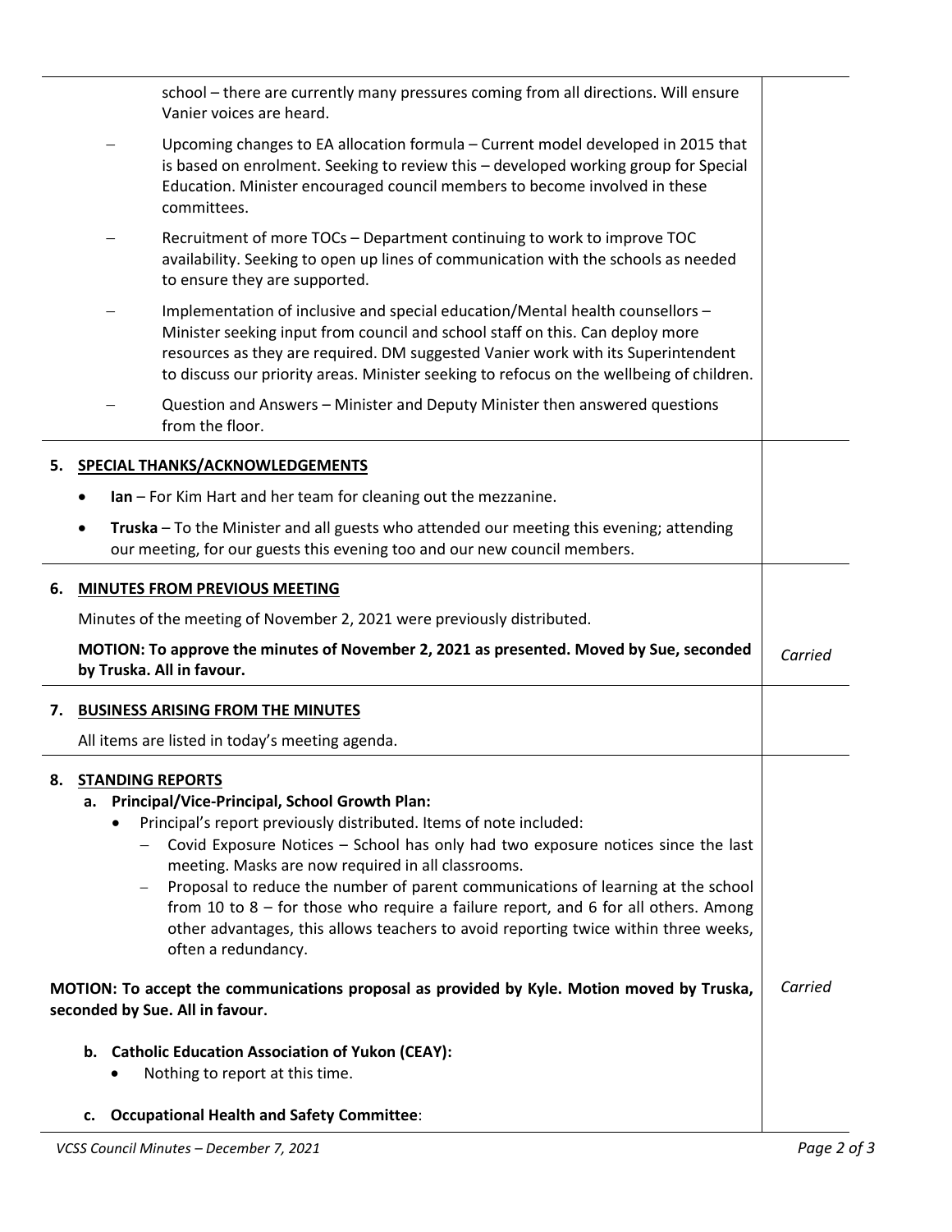school – there are currently many pressures coming from all directions. Will ensure Vanier voices are heard.

- Upcoming changes to EA allocation formula – Current model developed in 2015 that is based on enrolment. Seeking to review this – developed working group for Special Education. Minister encouraged council members to become involved in these committees.
- Recruitment of more TOCs – Department continuing to work to improve TOC availability. Seeking to open up lines of communication with the schools as needed to ensure they are supported.
- Implementation of inclusive and special education/Mental health counsellors – Minister seeking input from council and school staff on this. Can deploy more resources as they are required. DM suggested Vanier work with its Superintendent to discuss our priority areas. Minister seeking to refocus on the wellbeing of children.
- Question and Answers – Minister and Deputy Minister then answered questions from the floor.

## 5. SPECIAL THANKS/ACKNOWLEDGEMENTS

- **Ian** – For Kim Hart and her team for cleaning out the mezzanine.
- **Truska** – To the Minister and all guests who attended our meeting this evening; attending our meeting, for our guests this evening too and our new council members.

## 6. MINUTES FROM PREVIOUS MEETING

Minutes of the meeting of November 2, 2021 were previously distributed.

**MOTION: To approve the minutes of November 2, 2021 as presented. Moved by Sue, seconded by Truska. All in favour.** — *Carried*

## 7. BUSINESS ARISING FROM THE MINUTES

All items are listed in today's meeting agenda.

## 8. STANDING REPORTS

### a. Principal/Vice-Principal, School Growth Plan:

- Principal's report previously distributed. Items of note included:
  - Covid Exposure Notices – School has only had two exposure notices since the last meeting. Masks are now required in all classrooms.
  - Proposal to reduce the number of parent communications of learning at the school from 10 to 8 – for those who require a failure report, and 6 for all others. Among other advantages, this allows teachers to avoid reporting twice within three weeks, often a redundancy.

**MOTION: To accept the communications proposal as provided by Kyle. Motion moved by Truska, seconded by Sue. All in favour.** — *Carried*

### b. Catholic Education Association of Yukon (CEAY):

- Nothing to report at this time.

### c. Occupational Health and Safety Committee: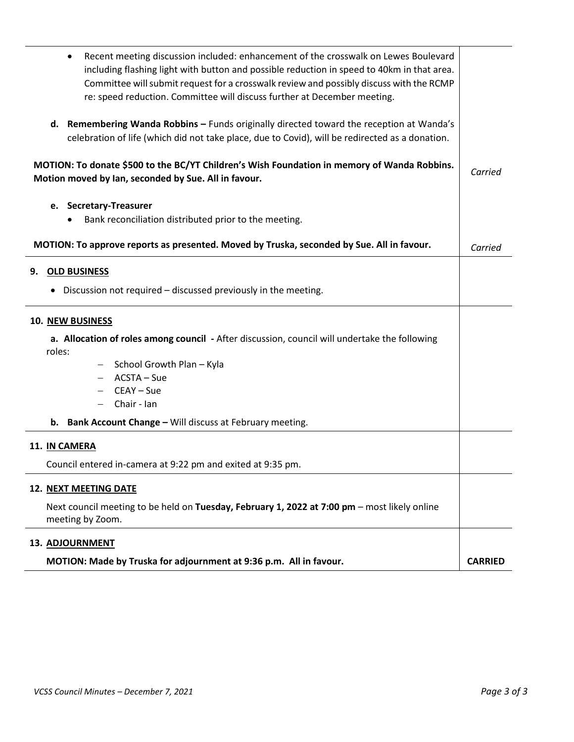- Recent meeting discussion included: enhancement of the crosswalk on Lewes Boulevard including flashing light with button and possible reduction in speed to 40km in that area. Committee will submit request for a crosswalk review and possibly discuss with the RCMP re: speed reduction. Committee will discuss further at December meeting.

**d. Remembering Wanda Robbins –** Funds originally directed toward the reception at Wanda's celebration of life (which did not take place, due to Covid), will be redirected as a donation.

**MOTION: To donate $500 to the BC/YT Children's Wish Foundation in memory of Wanda Robbins. Motion moved by Ian, seconded by Sue. All in favour.** — *Carried*

**e. Secretary-Treasurer**

- Bank reconciliation distributed prior to the meeting.

**MOTION: To approve reports as presented. Moved by Truska, seconded by Sue. All in favour.** — *Carried*

## 9. OLD BUSINESS

- Discussion not required – discussed previously in the meeting.

## 10. NEW BUSINESS

**a. Allocation of roles among council -** After discussion, council will undertake the following roles:

- School Growth Plan – Kyla
- ACSTA – Sue
- CEAY – Sue
- Chair - Ian

**b. Bank Account Change –** Will discuss at February meeting.

## 11. IN CAMERA

Council entered in-camera at 9:22 pm and exited at 9:35 pm.

## 12. NEXT MEETING DATE

Next council meeting to be held on **Tuesday, February 1, 2022 at 7:00 pm** – most likely online meeting by Zoom.

## 13. ADJOURNMENT

**MOTION: Made by Truska for adjournment at 9:36 p.m. All in favour.** — **CARRIED**